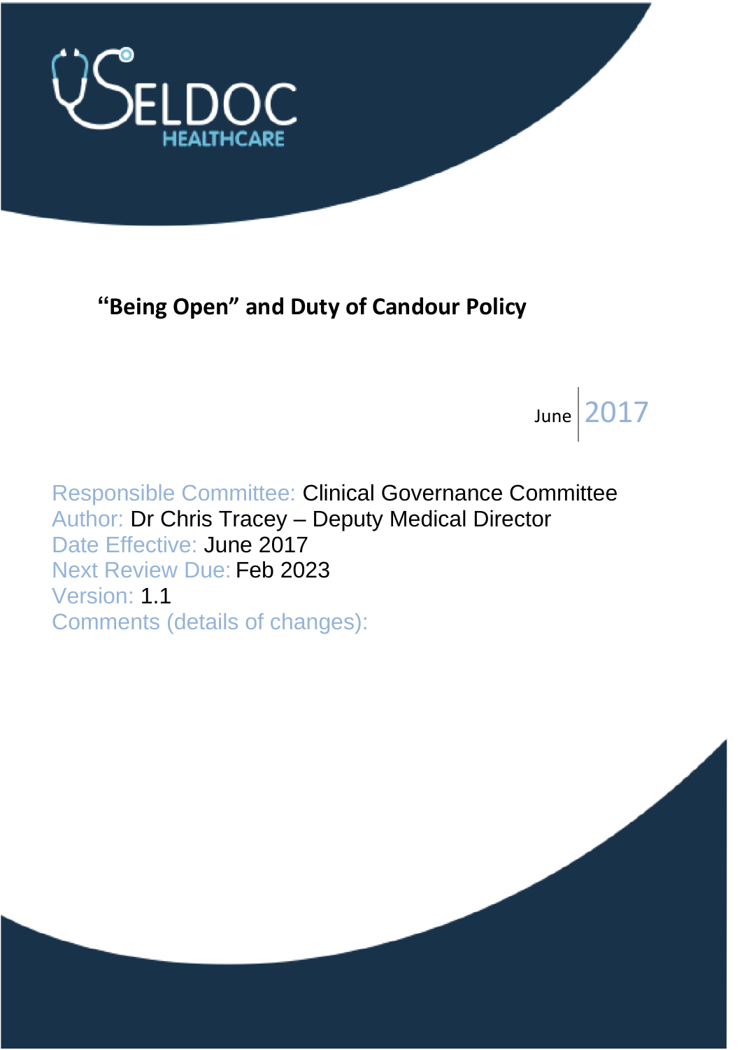SELDOC HEALTHCARE

# "Being Open" and Duty of Candour Policy

June 2017

Responsible Committee: Clinical Governance Committee
Author: Dr Chris Tracey – Deputy Medical Director
Date Effective: June 2017
Next Review Due: Feb 2023
Version: 1.1
Comments (details of changes):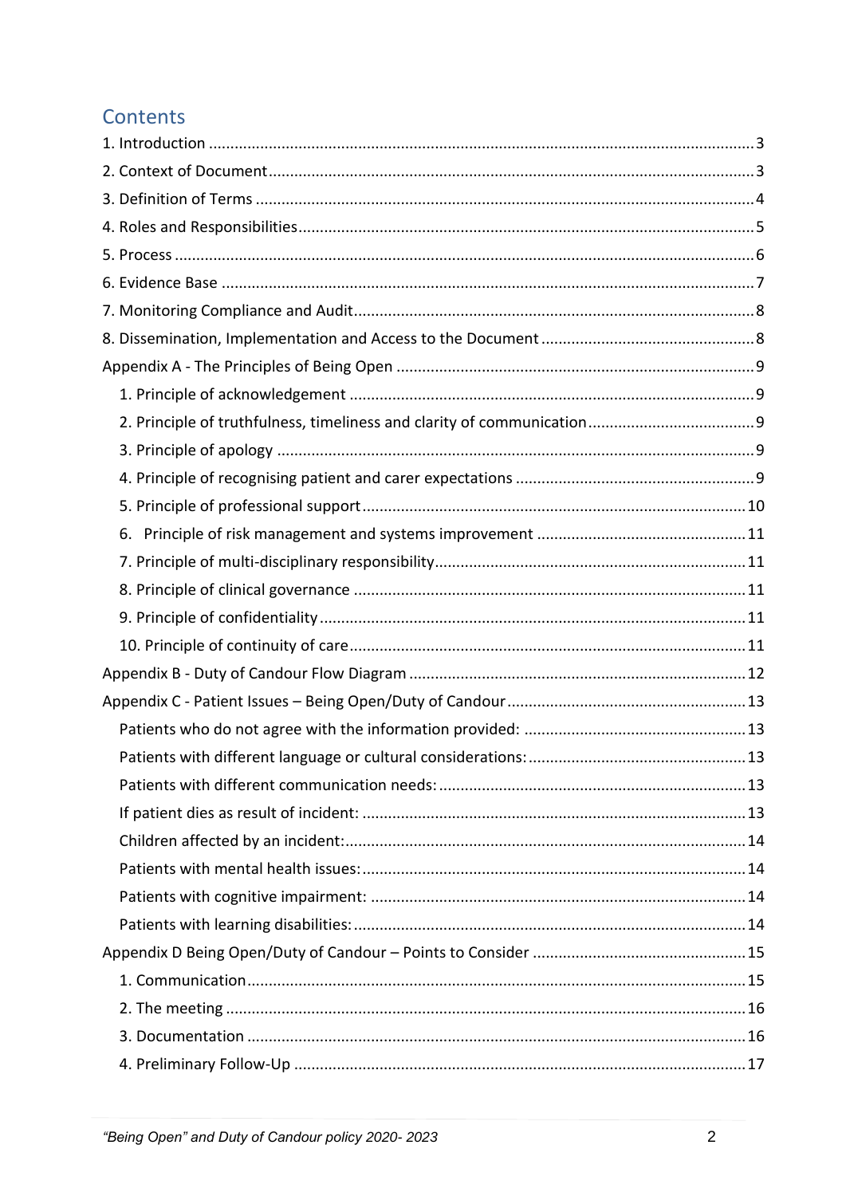## Contents

1. Introduction ..... 3
2. Context of Document ..... 3
3. Definition of Terms ..... 4
4. Roles and Responsibilities ..... 5
5. Process ..... 6
6. Evidence Base ..... 7
7. Monitoring Compliance and Audit ..... 8
8. Dissemination, Implementation and Access to the Document ..... 8

Appendix A - The Principles of Being Open ..... 9

- 1. Principle of acknowledgement ..... 9
- 2. Principle of truthfulness, timeliness and clarity of communication ..... 9
- 3. Principle of apology ..... 9
- 4. Principle of recognising patient and carer expectations ..... 9
- 5. Principle of professional support ..... 10
- 6. Principle of risk management and systems improvement ..... 11
- 7. Principle of multi-disciplinary responsibility ..... 11
- 8. Principle of clinical governance ..... 11
- 9. Principle of confidentiality ..... 11
- 10. Principle of continuity of care ..... 11

Appendix B - Duty of Candour Flow Diagram ..... 12

Appendix C - Patient Issues – Being Open/Duty of Candour ..... 13

- Patients who do not agree with the information provided: ..... 13
- Patients with different language or cultural considerations: ..... 13
- Patients with different communication needs: ..... 13
- If patient dies as result of incident: ..... 13
- Children affected by an incident: ..... 14
- Patients with mental health issues: ..... 14
- Patients with cognitive impairment: ..... 14
- Patients with learning disabilities: ..... 14

Appendix D Being Open/Duty of Candour – Points to Consider ..... 15

- 1. Communication ..... 15
- 2. The meeting ..... 16
- 3. Documentation ..... 16
- 4. Preliminary Follow-Up ..... 17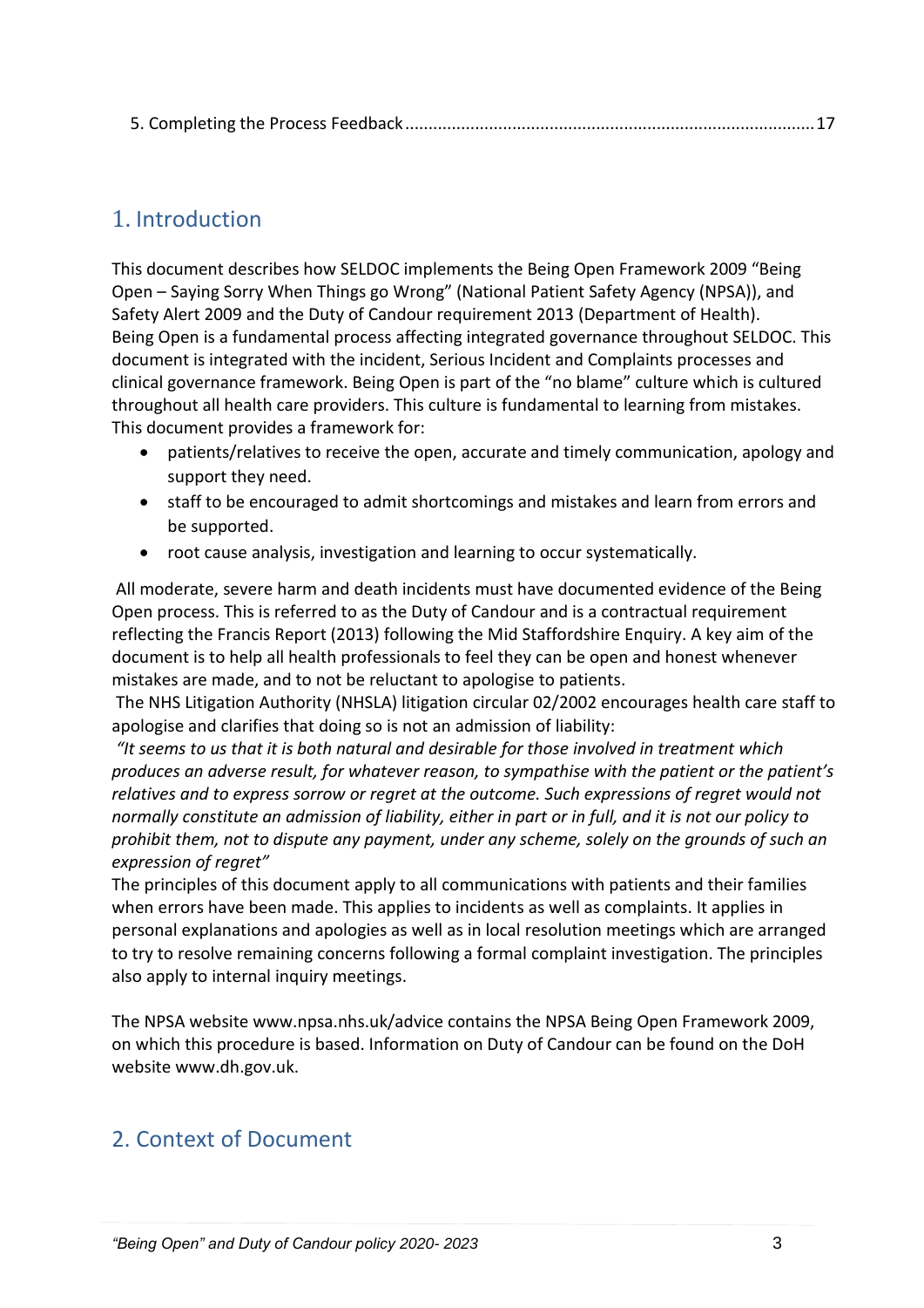5. Completing the Process Feedback ........................................................................................ 17

## 1. Introduction

This document describes how SELDOC implements the Being Open Framework 2009 "Being Open – Saying Sorry When Things go Wrong" (National Patient Safety Agency (NPSA)), and Safety Alert 2009 and the Duty of Candour requirement 2013 (Department of Health). Being Open is a fundamental process affecting integrated governance throughout SELDOC. This document is integrated with the incident, Serious Incident and Complaints processes and clinical governance framework. Being Open is part of the "no blame" culture which is cultured throughout all health care providers. This culture is fundamental to learning from mistakes. This document provides a framework for:

- patients/relatives to receive the open, accurate and timely communication, apology and support they need.
- staff to be encouraged to admit shortcomings and mistakes and learn from errors and be supported.
- root cause analysis, investigation and learning to occur systematically.

All moderate, severe harm and death incidents must have documented evidence of the Being Open process. This is referred to as the Duty of Candour and is a contractual requirement reflecting the Francis Report (2013) following the Mid Staffordshire Enquiry. A key aim of the document is to help all health professionals to feel they can be open and honest whenever mistakes are made, and to not be reluctant to apologise to patients.

The NHS Litigation Authority (NHSLA) litigation circular 02/2002 encourages health care staff to apologise and clarifies that doing so is not an admission of liability:

*"It seems to us that it is both natural and desirable for those involved in treatment which produces an adverse result, for whatever reason, to sympathise with the patient or the patient's relatives and to express sorrow or regret at the outcome. Such expressions of regret would not normally constitute an admission of liability, either in part or in full, and it is not our policy to prohibit them, not to dispute any payment, under any scheme, solely on the grounds of such an expression of regret"*

The principles of this document apply to all communications with patients and their families when errors have been made. This applies to incidents as well as complaints. It applies in personal explanations and apologies as well as in local resolution meetings which are arranged to try to resolve remaining concerns following a formal complaint investigation. The principles also apply to internal inquiry meetings.

The NPSA website www.npsa.nhs.uk/advice contains the NPSA Being Open Framework 2009, on which this procedure is based. Information on Duty of Candour can be found on the DoH website www.dh.gov.uk.

## 2. Context of Document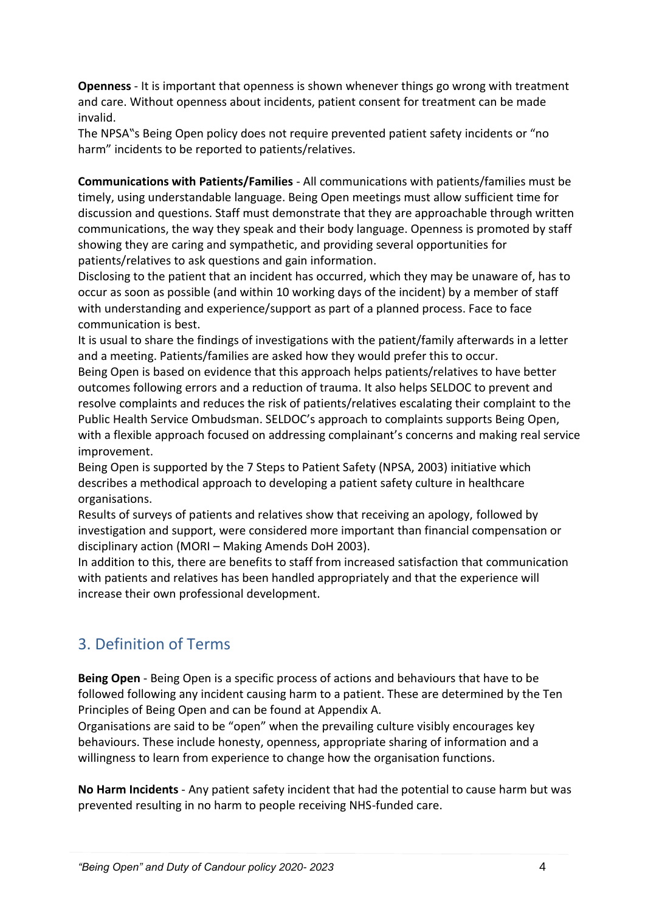**Openness** - It is important that openness is shown whenever things go wrong with treatment and care. Without openness about incidents, patient consent for treatment can be made invalid.

The NPSA‟s Being Open policy does not require prevented patient safety incidents or "no harm" incidents to be reported to patients/relatives.

**Communications with Patients/Families** - All communications with patients/families must be timely, using understandable language. Being Open meetings must allow sufficient time for discussion and questions. Staff must demonstrate that they are approachable through written communications, the way they speak and their body language. Openness is promoted by staff showing they are caring and sympathetic, and providing several opportunities for patients/relatives to ask questions and gain information.

Disclosing to the patient that an incident has occurred, which they may be unaware of, has to occur as soon as possible (and within 10 working days of the incident) by a member of staff with understanding and experience/support as part of a planned process. Face to face communication is best.

It is usual to share the findings of investigations with the patient/family afterwards in a letter and a meeting. Patients/families are asked how they would prefer this to occur.

Being Open is based on evidence that this approach helps patients/relatives to have better outcomes following errors and a reduction of trauma. It also helps SELDOC to prevent and resolve complaints and reduces the risk of patients/relatives escalating their complaint to the Public Health Service Ombudsman. SELDOC's approach to complaints supports Being Open, with a flexible approach focused on addressing complainant's concerns and making real service improvement.

Being Open is supported by the 7 Steps to Patient Safety (NPSA, 2003) initiative which describes a methodical approach to developing a patient safety culture in healthcare organisations.

Results of surveys of patients and relatives show that receiving an apology, followed by investigation and support, were considered more important than financial compensation or disciplinary action (MORI – Making Amends DoH 2003).

In addition to this, there are benefits to staff from increased satisfaction that communication with patients and relatives has been handled appropriately and that the experience will increase their own professional development.

## 3. Definition of Terms

**Being Open** - Being Open is a specific process of actions and behaviours that have to be followed following any incident causing harm to a patient. These are determined by the Ten Principles of Being Open and can be found at Appendix A.

Organisations are said to be "open" when the prevailing culture visibly encourages key behaviours. These include honesty, openness, appropriate sharing of information and a willingness to learn from experience to change how the organisation functions.

**No Harm Incidents** - Any patient safety incident that had the potential to cause harm but was prevented resulting in no harm to people receiving NHS-funded care.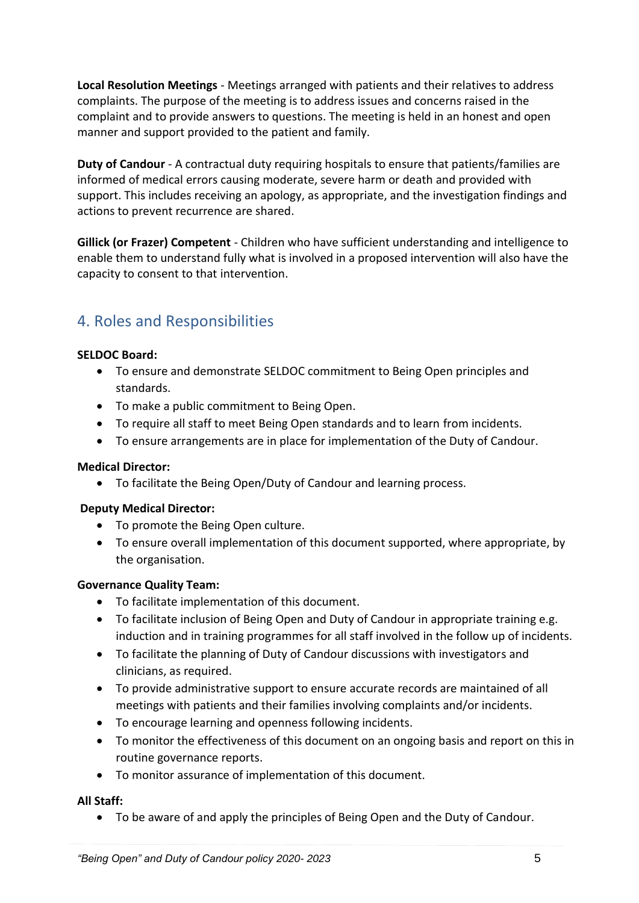**Local Resolution Meetings** - Meetings arranged with patients and their relatives to address complaints. The purpose of the meeting is to address issues and concerns raised in the complaint and to provide answers to questions. The meeting is held in an honest and open manner and support provided to the patient and family.

**Duty of Candour** - A contractual duty requiring hospitals to ensure that patients/families are informed of medical errors causing moderate, severe harm or death and provided with support. This includes receiving an apology, as appropriate, and the investigation findings and actions to prevent recurrence are shared.

**Gillick (or Frazer) Competent** - Children who have sufficient understanding and intelligence to enable them to understand fully what is involved in a proposed intervention will also have the capacity to consent to that intervention.

## 4. Roles and Responsibilities

**SELDOC Board:**

- To ensure and demonstrate SELDOC commitment to Being Open principles and standards.
- To make a public commitment to Being Open.
- To require all staff to meet Being Open standards and to learn from incidents.
- To ensure arrangements are in place for implementation of the Duty of Candour.

**Medical Director:**

- To facilitate the Being Open/Duty of Candour and learning process.

**Deputy Medical Director:**

- To promote the Being Open culture.
- To ensure overall implementation of this document supported, where appropriate, by the organisation.

**Governance Quality Team:**

- To facilitate implementation of this document.
- To facilitate inclusion of Being Open and Duty of Candour in appropriate training e.g. induction and in training programmes for all staff involved in the follow up of incidents.
- To facilitate the planning of Duty of Candour discussions with investigators and clinicians, as required.
- To provide administrative support to ensure accurate records are maintained of all meetings with patients and their families involving complaints and/or incidents.
- To encourage learning and openness following incidents.
- To monitor the effectiveness of this document on an ongoing basis and report on this in routine governance reports.
- To monitor assurance of implementation of this document.

**All Staff:**

- To be aware of and apply the principles of Being Open and the Duty of Candour.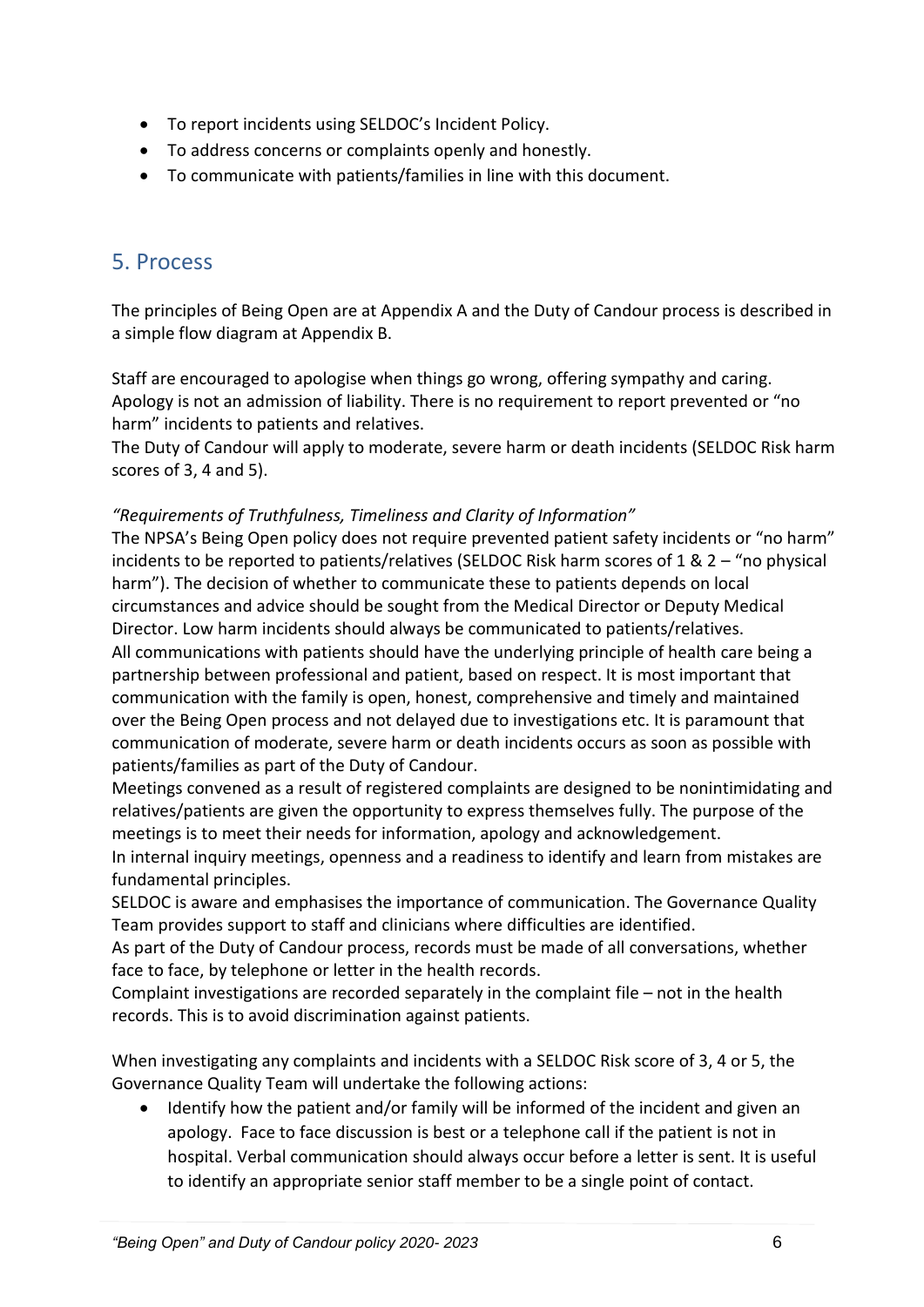- To report incidents using SELDOC's Incident Policy.
- To address concerns or complaints openly and honestly.
- To communicate with patients/families in line with this document.

## 5. Process

The principles of Being Open are at Appendix A and the Duty of Candour process is described in a simple flow diagram at Appendix B.

Staff are encouraged to apologise when things go wrong, offering sympathy and caring. Apology is not an admission of liability. There is no requirement to report prevented or "no harm" incidents to patients and relatives.
The Duty of Candour will apply to moderate, severe harm or death incidents (SELDOC Risk harm scores of 3, 4 and 5).

*"Requirements of Truthfulness, Timeliness and Clarity of Information"*
The NPSA's Being Open policy does not require prevented patient safety incidents or "no harm" incidents to be reported to patients/relatives (SELDOC Risk harm scores of 1 & 2 – "no physical harm"). The decision of whether to communicate these to patients depends on local circumstances and advice should be sought from the Medical Director or Deputy Medical Director. Low harm incidents should always be communicated to patients/relatives.
All communications with patients should have the underlying principle of health care being a partnership between professional and patient, based on respect. It is most important that communication with the family is open, honest, comprehensive and timely and maintained over the Being Open process and not delayed due to investigations etc. It is paramount that communication of moderate, severe harm or death incidents occurs as soon as possible with patients/families as part of the Duty of Candour.
Meetings convened as a result of registered complaints are designed to be nonintimidating and relatives/patients are given the opportunity to express themselves fully. The purpose of the meetings is to meet their needs for information, apology and acknowledgement.
In internal inquiry meetings, openness and a readiness to identify and learn from mistakes are fundamental principles.
SELDOC is aware and emphasises the importance of communication. The Governance Quality Team provides support to staff and clinicians where difficulties are identified.
As part of the Duty of Candour process, records must be made of all conversations, whether face to face, by telephone or letter in the health records.
Complaint investigations are recorded separately in the complaint file – not in the health records. This is to avoid discrimination against patients.

When investigating any complaints and incidents with a SELDOC Risk score of 3, 4 or 5, the Governance Quality Team will undertake the following actions:

- Identify how the patient and/or family will be informed of the incident and given an apology. Face to face discussion is best or a telephone call if the patient is not in hospital. Verbal communication should always occur before a letter is sent. It is useful to identify an appropriate senior staff member to be a single point of contact.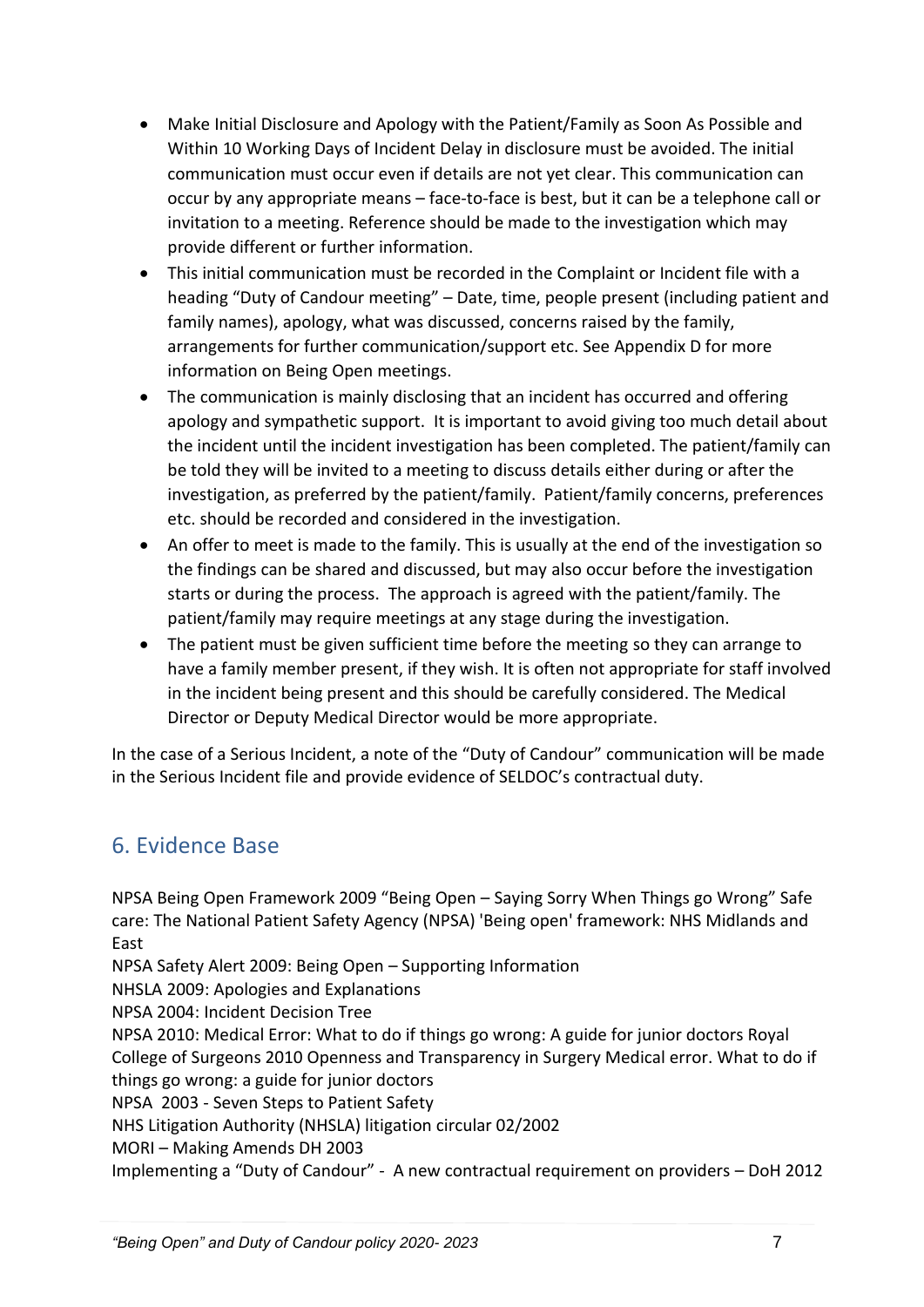- Make Initial Disclosure and Apology with the Patient/Family as Soon As Possible and Within 10 Working Days of Incident Delay in disclosure must be avoided. The initial communication must occur even if details are not yet clear. This communication can occur by any appropriate means – face-to-face is best, but it can be a telephone call or invitation to a meeting. Reference should be made to the investigation which may provide different or further information.
- This initial communication must be recorded in the Complaint or Incident file with a heading "Duty of Candour meeting" – Date, time, people present (including patient and family names), apology, what was discussed, concerns raised by the family, arrangements for further communication/support etc. See Appendix D for more information on Being Open meetings.
- The communication is mainly disclosing that an incident has occurred and offering apology and sympathetic support. It is important to avoid giving too much detail about the incident until the incident investigation has been completed. The patient/family can be told they will be invited to a meeting to discuss details either during or after the investigation, as preferred by the patient/family. Patient/family concerns, preferences etc. should be recorded and considered in the investigation.
- An offer to meet is made to the family. This is usually at the end of the investigation so the findings can be shared and discussed, but may also occur before the investigation starts or during the process. The approach is agreed with the patient/family. The patient/family may require meetings at any stage during the investigation.
- The patient must be given sufficient time before the meeting so they can arrange to have a family member present, if they wish. It is often not appropriate for staff involved in the incident being present and this should be carefully considered. The Medical Director or Deputy Medical Director would be more appropriate.

In the case of a Serious Incident, a note of the "Duty of Candour" communication will be made in the Serious Incident file and provide evidence of SELDOC's contractual duty.

## 6. Evidence Base

NPSA Being Open Framework 2009 "Being Open – Saying Sorry When Things go Wrong" Safe care: The National Patient Safety Agency (NPSA) 'Being open' framework: NHS Midlands and East
NPSA Safety Alert 2009: Being Open – Supporting Information
NHSLA 2009: Apologies and Explanations
NPSA 2004: Incident Decision Tree
NPSA 2010: Medical Error: What to do if things go wrong: A guide for junior doctors Royal College of Surgeons 2010 Openness and Transparency in Surgery Medical error. What to do if things go wrong: a guide for junior doctors
NPSA 2003 - Seven Steps to Patient Safety
NHS Litigation Authority (NHSLA) litigation circular 02/2002
MORI – Making Amends DH 2003
Implementing a "Duty of Candour" - A new contractual requirement on providers – DoH 2012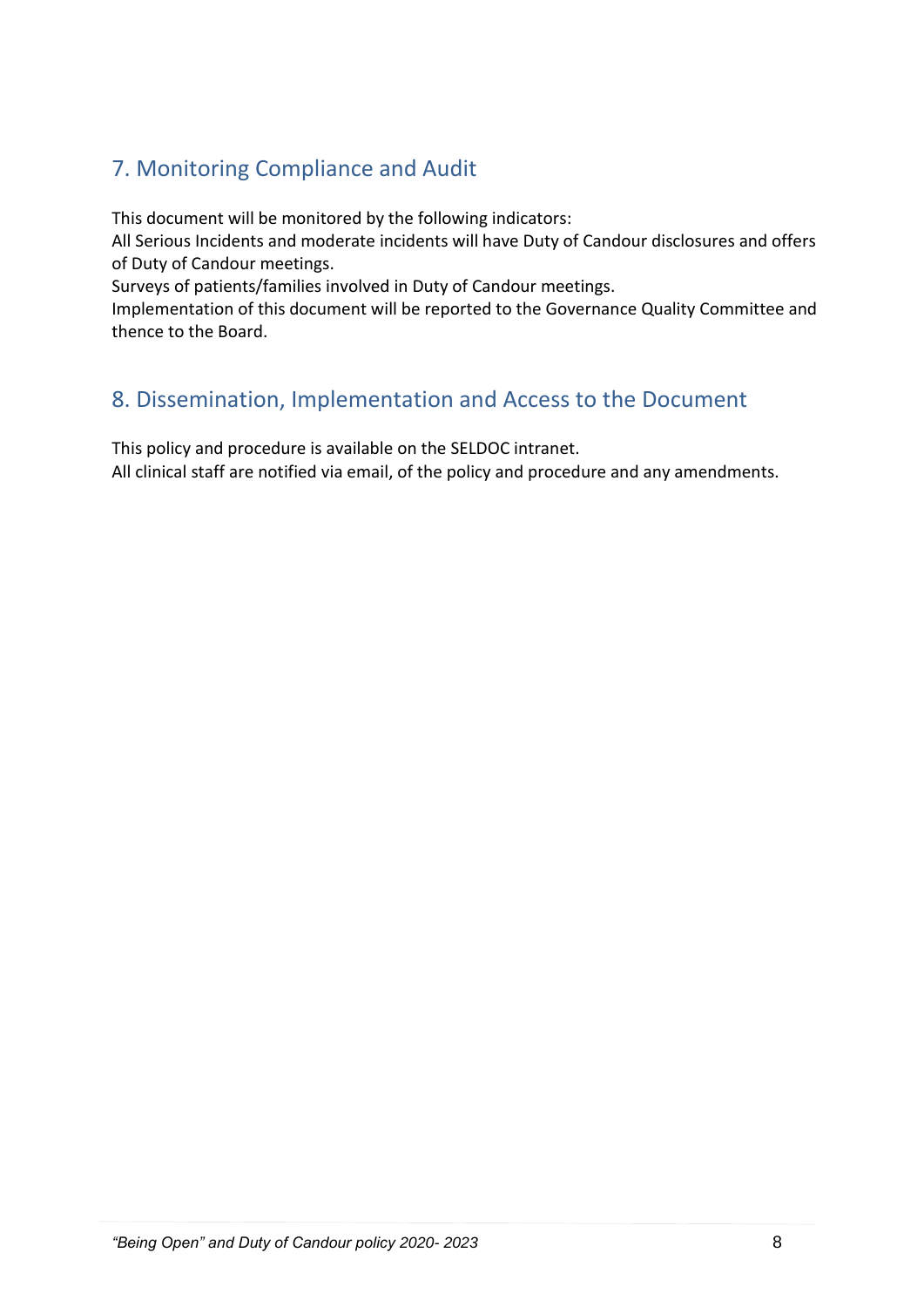## 7. Monitoring Compliance and Audit

This document will be monitored by the following indicators:
All Serious Incidents and moderate incidents will have Duty of Candour disclosures and offers of Duty of Candour meetings.
Surveys of patients/families involved in Duty of Candour meetings.
Implementation of this document will be reported to the Governance Quality Committee and thence to the Board.

## 8. Dissemination, Implementation and Access to the Document

This policy and procedure is available on the SELDOC intranet.
All clinical staff are notified via email, of the policy and procedure and any amendments.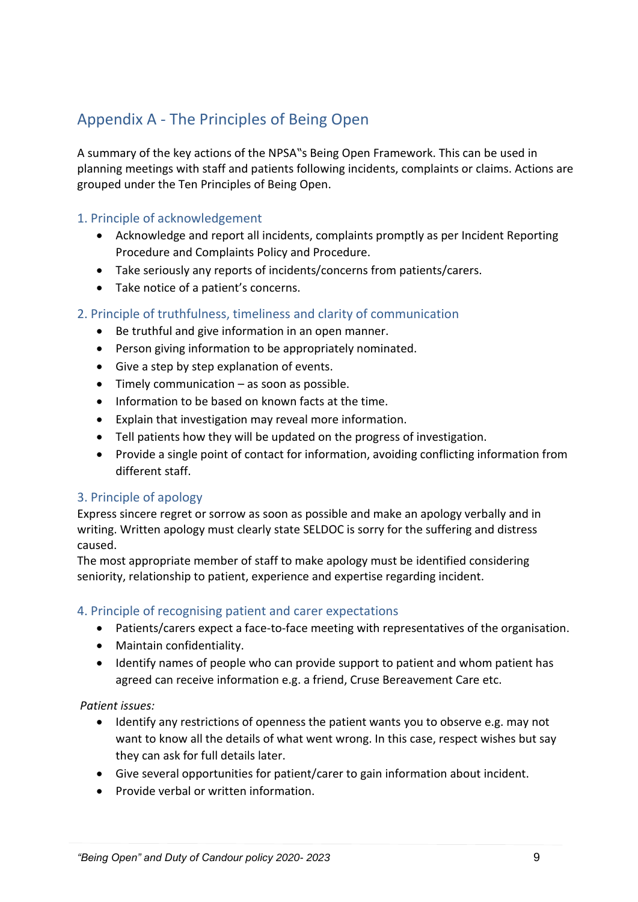## Appendix A - The Principles of Being Open

A summary of the key actions of the NPSA"s Being Open Framework. This can be used in planning meetings with staff and patients following incidents, complaints or claims. Actions are grouped under the Ten Principles of Being Open.

### 1. Principle of acknowledgement

- Acknowledge and report all incidents, complaints promptly as per Incident Reporting Procedure and Complaints Policy and Procedure.
- Take seriously any reports of incidents/concerns from patients/carers.
- Take notice of a patient's concerns.

### 2. Principle of truthfulness, timeliness and clarity of communication

- Be truthful and give information in an open manner.
- Person giving information to be appropriately nominated.
- Give a step by step explanation of events.
- Timely communication – as soon as possible.
- Information to be based on known facts at the time.
- Explain that investigation may reveal more information.
- Tell patients how they will be updated on the progress of investigation.
- Provide a single point of contact for information, avoiding conflicting information from different staff.

### 3. Principle of apology

Express sincere regret or sorrow as soon as possible and make an apology verbally and in writing. Written apology must clearly state SELDOC is sorry for the suffering and distress caused.
The most appropriate member of staff to make apology must be identified considering seniority, relationship to patient, experience and expertise regarding incident.

### 4. Principle of recognising patient and carer expectations

- Patients/carers expect a face-to-face meeting with representatives of the organisation.
- Maintain confidentiality.
- Identify names of people who can provide support to patient and whom patient has agreed can receive information e.g. a friend, Cruse Bereavement Care etc.

*Patient issues:*

- Identify any restrictions of openness the patient wants you to observe e.g. may not want to know all the details of what went wrong. In this case, respect wishes but say they can ask for full details later.
- Give several opportunities for patient/carer to gain information about incident.
- Provide verbal or written information.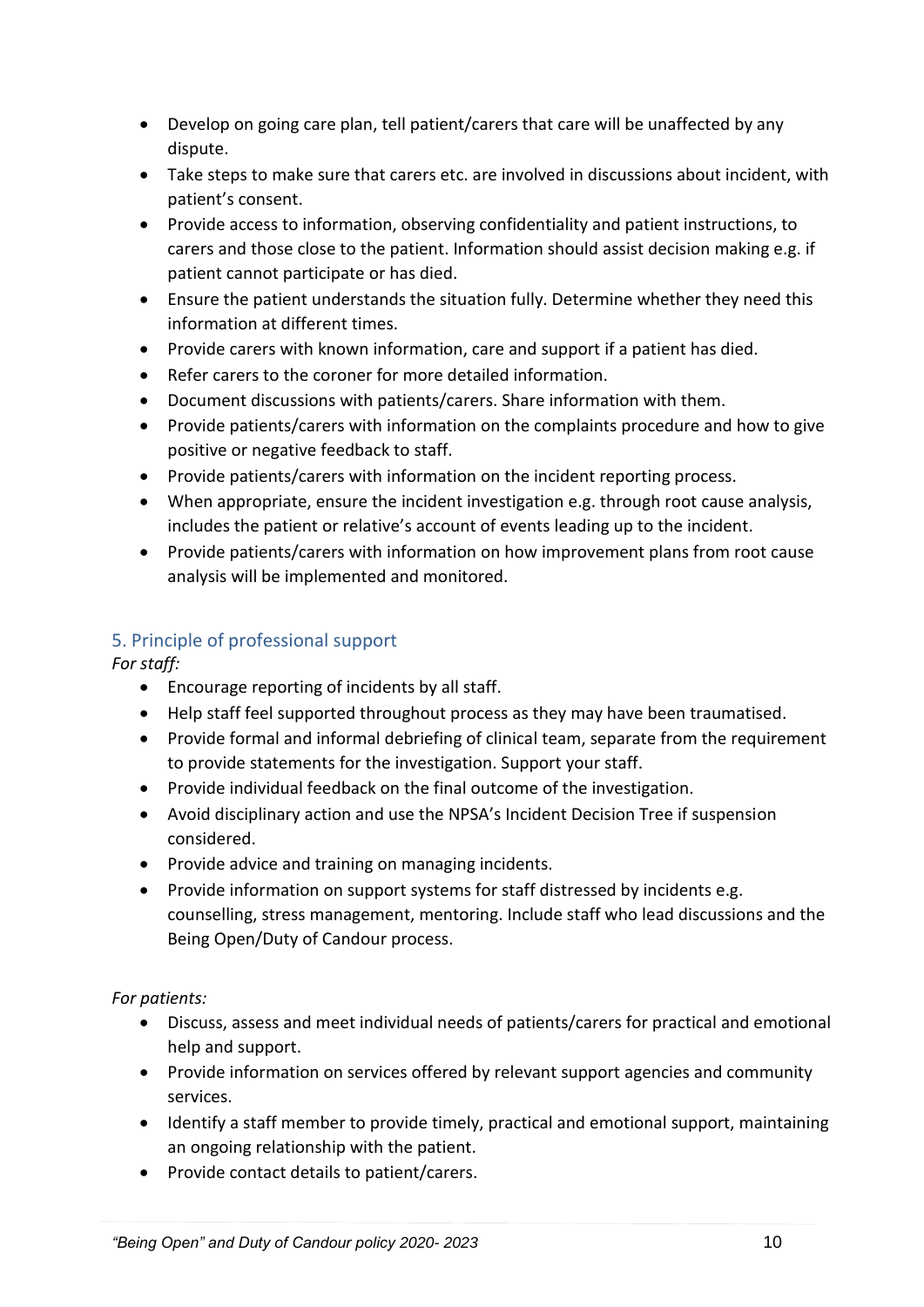- Develop on going care plan, tell patient/carers that care will be unaffected by any dispute.
- Take steps to make sure that carers etc. are involved in discussions about incident, with patient's consent.
- Provide access to information, observing confidentiality and patient instructions, to carers and those close to the patient. Information should assist decision making e.g. if patient cannot participate or has died.
- Ensure the patient understands the situation fully. Determine whether they need this information at different times.
- Provide carers with known information, care and support if a patient has died.
- Refer carers to the coroner for more detailed information.
- Document discussions with patients/carers. Share information with them.
- Provide patients/carers with information on the complaints procedure and how to give positive or negative feedback to staff.
- Provide patients/carers with information on the incident reporting process.
- When appropriate, ensure the incident investigation e.g. through root cause analysis, includes the patient or relative's account of events leading up to the incident.
- Provide patients/carers with information on how improvement plans from root cause analysis will be implemented and monitored.

## 5. Principle of professional support

*For staff:*

- Encourage reporting of incidents by all staff.
- Help staff feel supported throughout process as they may have been traumatised.
- Provide formal and informal debriefing of clinical team, separate from the requirement to provide statements for the investigation. Support your staff.
- Provide individual feedback on the final outcome of the investigation.
- Avoid disciplinary action and use the NPSA's Incident Decision Tree if suspension considered.
- Provide advice and training on managing incidents.
- Provide information on support systems for staff distressed by incidents e.g. counselling, stress management, mentoring. Include staff who lead discussions and the Being Open/Duty of Candour process.

*For patients:*

- Discuss, assess and meet individual needs of patients/carers for practical and emotional help and support.
- Provide information on services offered by relevant support agencies and community services.
- Identify a staff member to provide timely, practical and emotional support, maintaining an ongoing relationship with the patient.
- Provide contact details to patient/carers.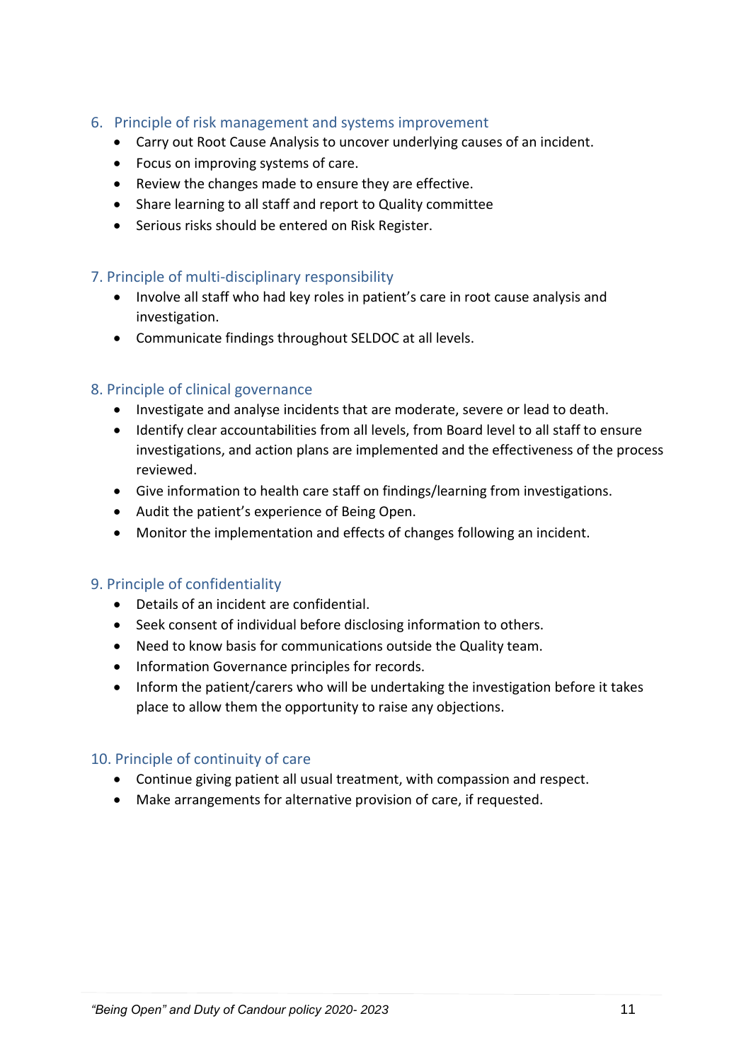## 6. Principle of risk management and systems improvement

- Carry out Root Cause Analysis to uncover underlying causes of an incident.
- Focus on improving systems of care.
- Review the changes made to ensure they are effective.
- Share learning to all staff and report to Quality committee
- Serious risks should be entered on Risk Register.

## 7. Principle of multi-disciplinary responsibility

- Involve all staff who had key roles in patient's care in root cause analysis and investigation.
- Communicate findings throughout SELDOC at all levels.

## 8. Principle of clinical governance

- Investigate and analyse incidents that are moderate, severe or lead to death.
- Identify clear accountabilities from all levels, from Board level to all staff to ensure investigations, and action plans are implemented and the effectiveness of the process reviewed.
- Give information to health care staff on findings/learning from investigations.
- Audit the patient's experience of Being Open.
- Monitor the implementation and effects of changes following an incident.

## 9. Principle of confidentiality

- Details of an incident are confidential.
- Seek consent of individual before disclosing information to others.
- Need to know basis for communications outside the Quality team.
- Information Governance principles for records.
- Inform the patient/carers who will be undertaking the investigation before it takes place to allow them the opportunity to raise any objections.

## 10. Principle of continuity of care

- Continue giving patient all usual treatment, with compassion and respect.
- Make arrangements for alternative provision of care, if requested.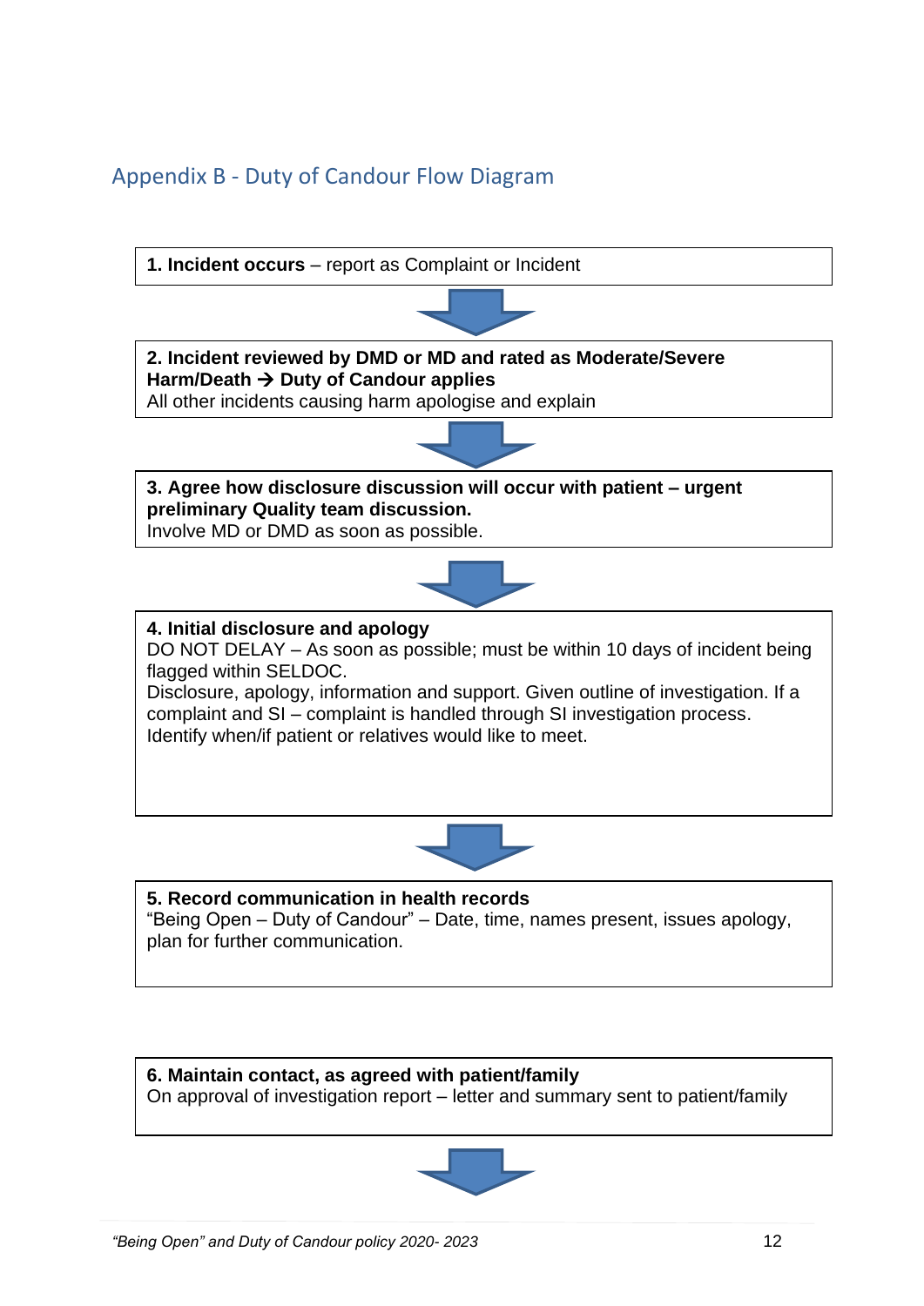## Appendix B - Duty of Candour Flow Diagram

**1. Incident occurs** – report as Complaint or Incident

**2. Incident reviewed by DMD or MD and rated as Moderate/Severe Harm/Death → Duty of Candour applies**
All other incidents causing harm apologise and explain

**3. Agree how disclosure discussion will occur with patient – urgent preliminary Quality team discussion.**
Involve MD or DMD as soon as possible.

**4. Initial disclosure and apology**
DO NOT DELAY – As soon as possible; must be within 10 days of incident being flagged within SELDOC.
Disclosure, apology, information and support. Given outline of investigation. If a complaint and SI – complaint is handled through SI investigation process.
Identify when/if patient or relatives would like to meet.

**5. Record communication in health records**
"Being Open – Duty of Candour" – Date, time, names present, issues apology, plan for further communication.

**6. Maintain contact, as agreed with patient/family**
On approval of investigation report – letter and summary sent to patient/family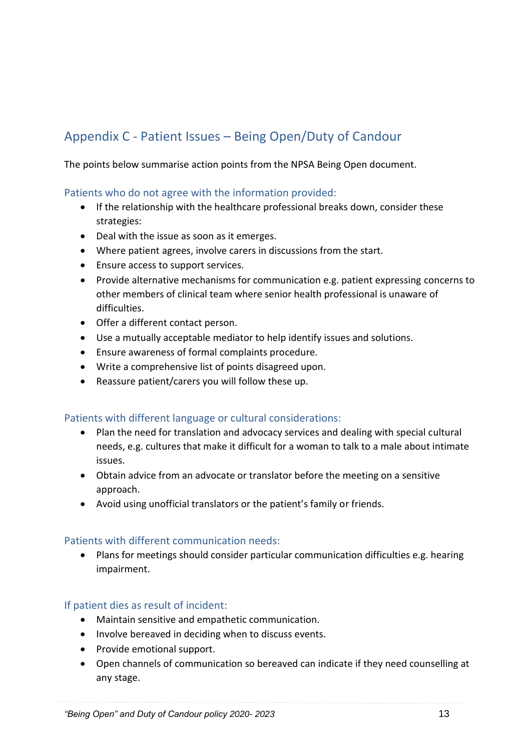## Appendix C - Patient Issues – Being Open/Duty of Candour

The points below summarise action points from the NPSA Being Open document.

### Patients who do not agree with the information provided:

- If the relationship with the healthcare professional breaks down, consider these strategies:
- Deal with the issue as soon as it emerges.
- Where patient agrees, involve carers in discussions from the start.
- Ensure access to support services.
- Provide alternative mechanisms for communication e.g. patient expressing concerns to other members of clinical team where senior health professional is unaware of difficulties.
- Offer a different contact person.
- Use a mutually acceptable mediator to help identify issues and solutions.
- Ensure awareness of formal complaints procedure.
- Write a comprehensive list of points disagreed upon.
- Reassure patient/carers you will follow these up.

### Patients with different language or cultural considerations:

- Plan the need for translation and advocacy services and dealing with special cultural needs, e.g. cultures that make it difficult for a woman to talk to a male about intimate issues.
- Obtain advice from an advocate or translator before the meeting on a sensitive approach.
- Avoid using unofficial translators or the patient's family or friends.

### Patients with different communication needs:

- Plans for meetings should consider particular communication difficulties e.g. hearing impairment.

### If patient dies as result of incident:

- Maintain sensitive and empathetic communication.
- Involve bereaved in deciding when to discuss events.
- Provide emotional support.
- Open channels of communication so bereaved can indicate if they need counselling at any stage.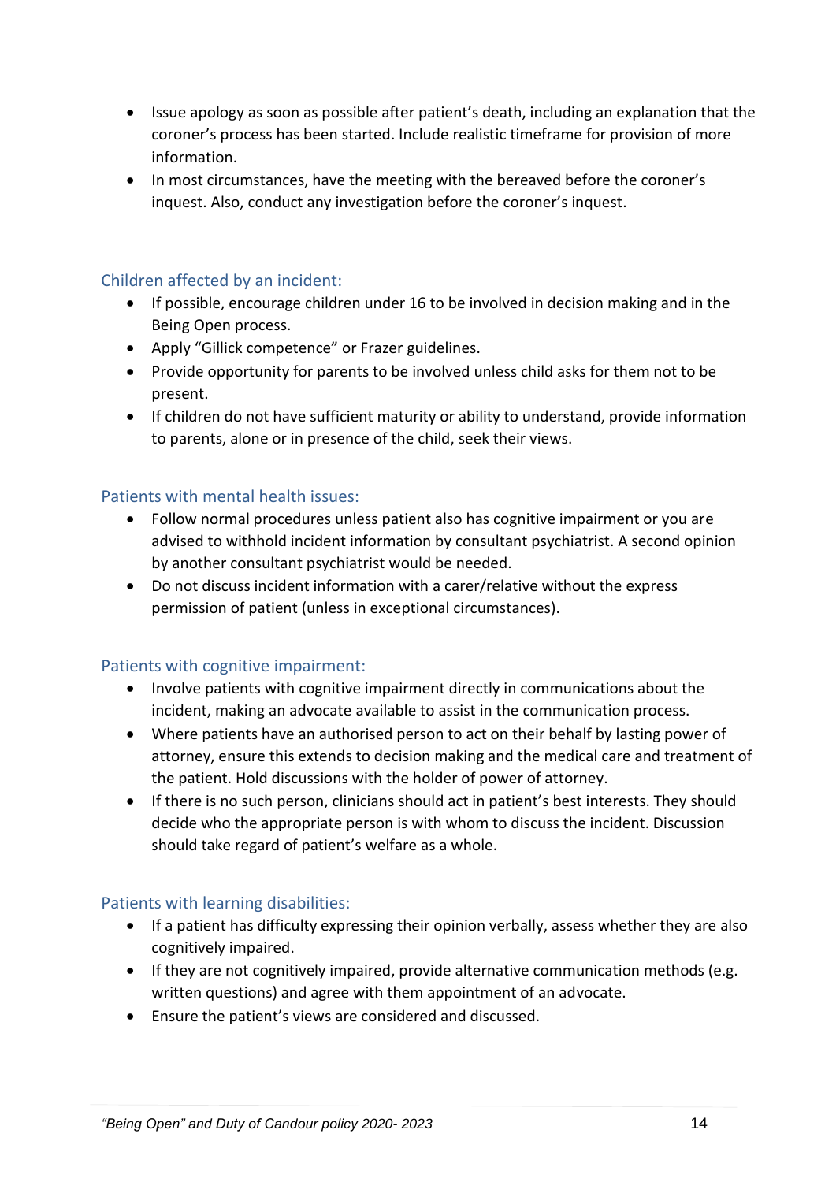- Issue apology as soon as possible after patient's death, including an explanation that the coroner's process has been started. Include realistic timeframe for provision of more information.
- In most circumstances, have the meeting with the bereaved before the coroner's inquest. Also, conduct any investigation before the coroner's inquest.

### Children affected by an incident:

- If possible, encourage children under 16 to be involved in decision making and in the Being Open process.
- Apply "Gillick competence" or Frazer guidelines.
- Provide opportunity for parents to be involved unless child asks for them not to be present.
- If children do not have sufficient maturity or ability to understand, provide information to parents, alone or in presence of the child, seek their views.

### Patients with mental health issues:

- Follow normal procedures unless patient also has cognitive impairment or you are advised to withhold incident information by consultant psychiatrist. A second opinion by another consultant psychiatrist would be needed.
- Do not discuss incident information with a carer/relative without the express permission of patient (unless in exceptional circumstances).

### Patients with cognitive impairment:

- Involve patients with cognitive impairment directly in communications about the incident, making an advocate available to assist in the communication process.
- Where patients have an authorised person to act on their behalf by lasting power of attorney, ensure this extends to decision making and the medical care and treatment of the patient. Hold discussions with the holder of power of attorney.
- If there is no such person, clinicians should act in patient's best interests. They should decide who the appropriate person is with whom to discuss the incident. Discussion should take regard of patient's welfare as a whole.

### Patients with learning disabilities:

- If a patient has difficulty expressing their opinion verbally, assess whether they are also cognitively impaired.
- If they are not cognitively impaired, provide alternative communication methods (e.g. written questions) and agree with them appointment of an advocate.
- Ensure the patient's views are considered and discussed.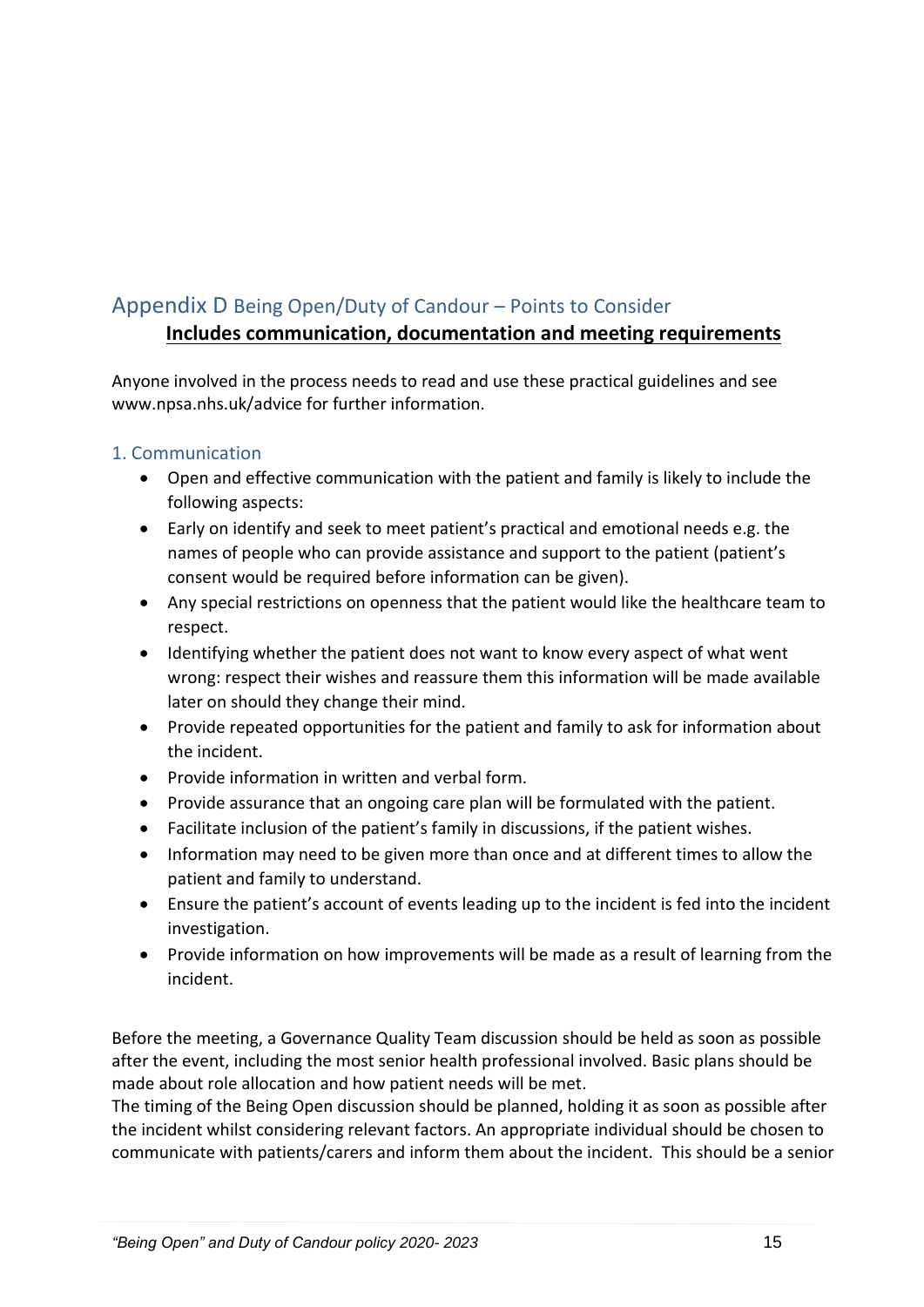## Appendix D Being Open/Duty of Candour – Points to Consider

**<u>Includes communication, documentation and meeting requirements</u>**

Anyone involved in the process needs to read and use these practical guidelines and see www.npsa.nhs.uk/advice for further information.

### 1. Communication

- Open and effective communication with the patient and family is likely to include the following aspects:
- Early on identify and seek to meet patient's practical and emotional needs e.g. the names of people who can provide assistance and support to the patient (patient's consent would be required before information can be given).
- Any special restrictions on openness that the patient would like the healthcare team to respect.
- Identifying whether the patient does not want to know every aspect of what went wrong: respect their wishes and reassure them this information will be made available later on should they change their mind.
- Provide repeated opportunities for the patient and family to ask for information about the incident.
- Provide information in written and verbal form.
- Provide assurance that an ongoing care plan will be formulated with the patient.
- Facilitate inclusion of the patient's family in discussions, if the patient wishes.
- Information may need to be given more than once and at different times to allow the patient and family to understand.
- Ensure the patient's account of events leading up to the incident is fed into the incident investigation.
- Provide information on how improvements will be made as a result of learning from the incident.

Before the meeting, a Governance Quality Team discussion should be held as soon as possible after the event, including the most senior health professional involved. Basic plans should be made about role allocation and how patient needs will be met.
The timing of the Being Open discussion should be planned, holding it as soon as possible after the incident whilst considering relevant factors. An appropriate individual should be chosen to communicate with patients/carers and inform them about the incident. This should be a senior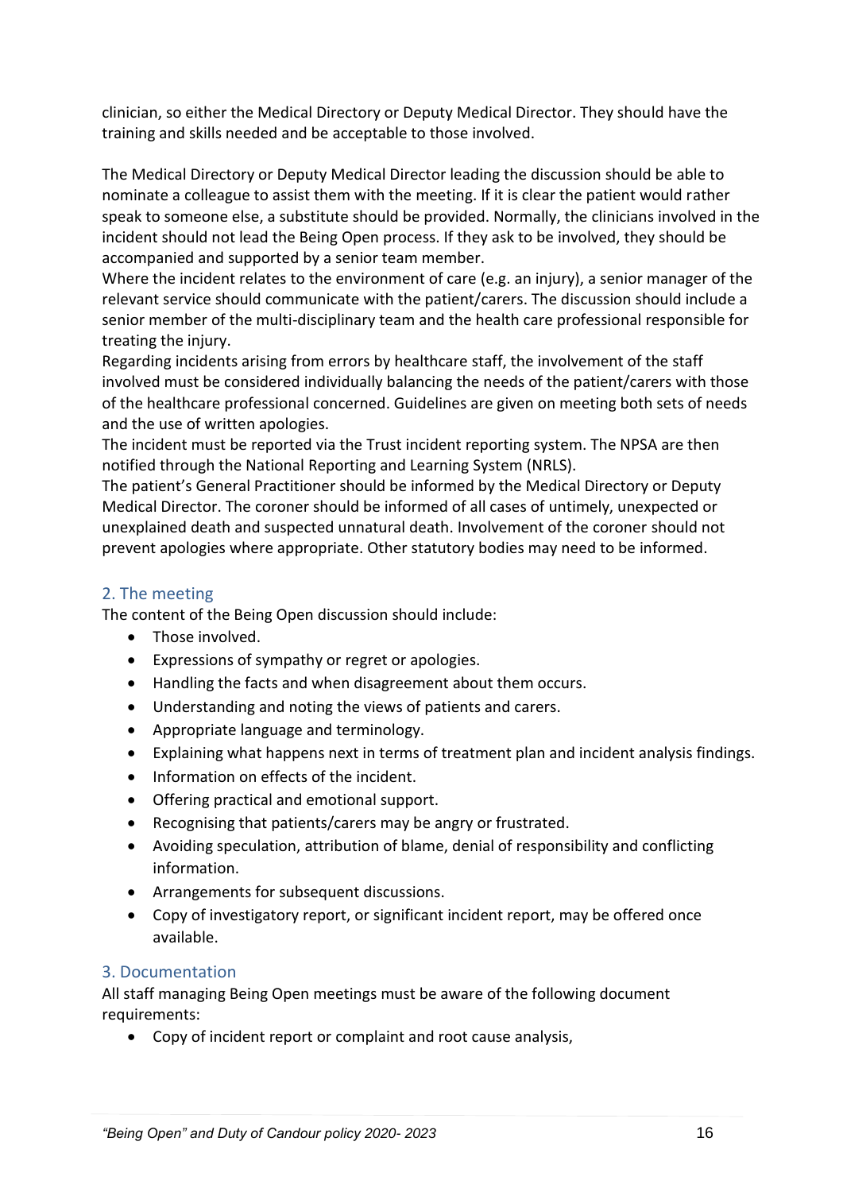clinician, so either the Medical Directory or Deputy Medical Director. They should have the training and skills needed and be acceptable to those involved.

The Medical Directory or Deputy Medical Director leading the discussion should be able to nominate a colleague to assist them with the meeting. If it is clear the patient would rather speak to someone else, a substitute should be provided. Normally, the clinicians involved in the incident should not lead the Being Open process. If they ask to be involved, they should be accompanied and supported by a senior team member.

Where the incident relates to the environment of care (e.g. an injury), a senior manager of the relevant service should communicate with the patient/carers. The discussion should include a senior member of the multi-disciplinary team and the health care professional responsible for treating the injury.

Regarding incidents arising from errors by healthcare staff, the involvement of the staff involved must be considered individually balancing the needs of the patient/carers with those of the healthcare professional concerned. Guidelines are given on meeting both sets of needs and the use of written apologies.

The incident must be reported via the Trust incident reporting system. The NPSA are then notified through the National Reporting and Learning System (NRLS).

The patient's General Practitioner should be informed by the Medical Directory or Deputy Medical Director. The coroner should be informed of all cases of untimely, unexpected or unexplained death and suspected unnatural death. Involvement of the coroner should not prevent apologies where appropriate. Other statutory bodies may need to be informed.

## 2. The meeting

The content of the Being Open discussion should include:

- Those involved.
- Expressions of sympathy or regret or apologies.
- Handling the facts and when disagreement about them occurs.
- Understanding and noting the views of patients and carers.
- Appropriate language and terminology.
- Explaining what happens next in terms of treatment plan and incident analysis findings.
- Information on effects of the incident.
- Offering practical and emotional support.
- Recognising that patients/carers may be angry or frustrated.
- Avoiding speculation, attribution of blame, denial of responsibility and conflicting information.
- Arrangements for subsequent discussions.
- Copy of investigatory report, or significant incident report, may be offered once available.

## 3. Documentation

All staff managing Being Open meetings must be aware of the following document requirements:

- Copy of incident report or complaint and root cause analysis,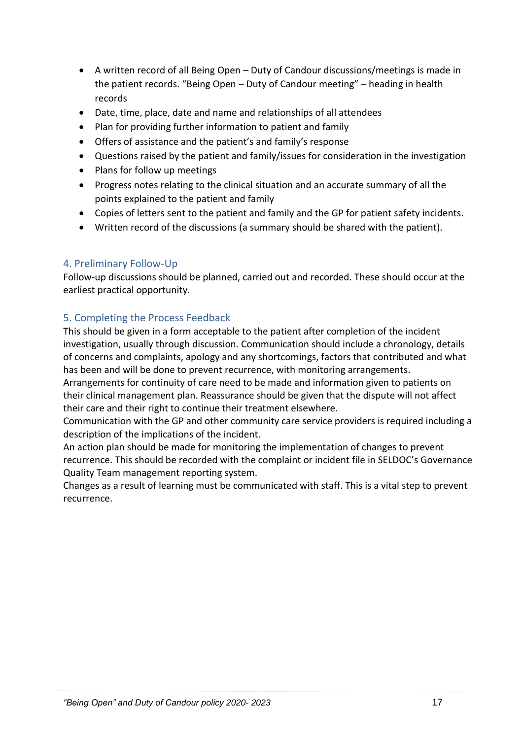- A written record of all Being Open – Duty of Candour discussions/meetings is made in the patient records. "Being Open – Duty of Candour meeting" – heading in health records
- Date, time, place, date and name and relationships of all attendees
- Plan for providing further information to patient and family
- Offers of assistance and the patient's and family's response
- Questions raised by the patient and family/issues for consideration in the investigation
- Plans for follow up meetings
- Progress notes relating to the clinical situation and an accurate summary of all the points explained to the patient and family
- Copies of letters sent to the patient and family and the GP for patient safety incidents.
- Written record of the discussions (a summary should be shared with the patient).

### 4. Preliminary Follow-Up

Follow-up discussions should be planned, carried out and recorded. These should occur at the earliest practical opportunity.

### 5. Completing the Process Feedback

This should be given in a form acceptable to the patient after completion of the incident investigation, usually through discussion. Communication should include a chronology, details of concerns and complaints, apology and any shortcomings, factors that contributed and what has been and will be done to prevent recurrence, with monitoring arrangements.
Arrangements for continuity of care need to be made and information given to patients on their clinical management plan. Reassurance should be given that the dispute will not affect their care and their right to continue their treatment elsewhere.
Communication with the GP and other community care service providers is required including a description of the implications of the incident.
An action plan should be made for monitoring the implementation of changes to prevent recurrence. This should be recorded with the complaint or incident file in SELDOC's Governance Quality Team management reporting system.
Changes as a result of learning must be communicated with staff. This is a vital step to prevent recurrence.